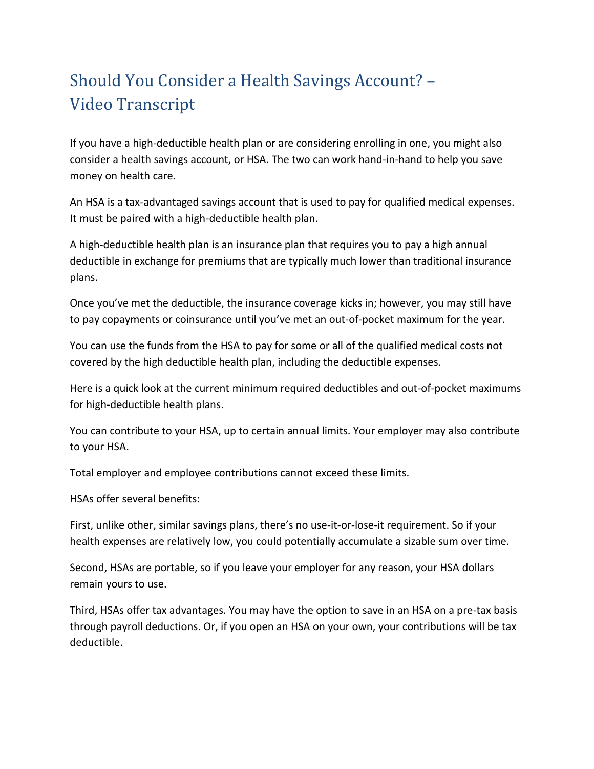# Should You Consider a Health Savings Account? – Video Transcript

If you have a high-deductible health plan or are considering enrolling in one, you might also consider a health savings account, or HSA. The two can work hand-in-hand to help you save money on health care.

An HSA is a tax-advantaged savings account that is used to pay for qualified medical expenses. It must be paired with a high-deductible health plan.

A high-deductible health plan is an insurance plan that requires you to pay a high annual deductible in exchange for premiums that are typically much lower than traditional insurance plans.

Once you've met the deductible, the insurance coverage kicks in; however, you may still have to pay copayments or coinsurance until you've met an out-of-pocket maximum for the year.

You can use the funds from the HSA to pay for some or all of the qualified medical costs not covered by the high deductible health plan, including the deductible expenses.

Here is a quick look at the current minimum required deductibles and out-of-pocket maximums for high-deductible health plans.

You can contribute to your HSA, up to certain annual limits. Your employer may also contribute to your HSA.

Total employer and employee contributions cannot exceed these limits.

HSAs offer several benefits:

First, unlike other, similar savings plans, there's no use-it-or-lose-it requirement. So if your health expenses are relatively low, you could potentially accumulate a sizable sum over time.

Second, HSAs are portable, so if you leave your employer for any reason, your HSA dollars remain yours to use.

Third, HSAs offer tax advantages. You may have the option to save in an HSA on a pre-tax basis through payroll deductions. Or, if you open an HSA on your own, your contributions will be tax deductible.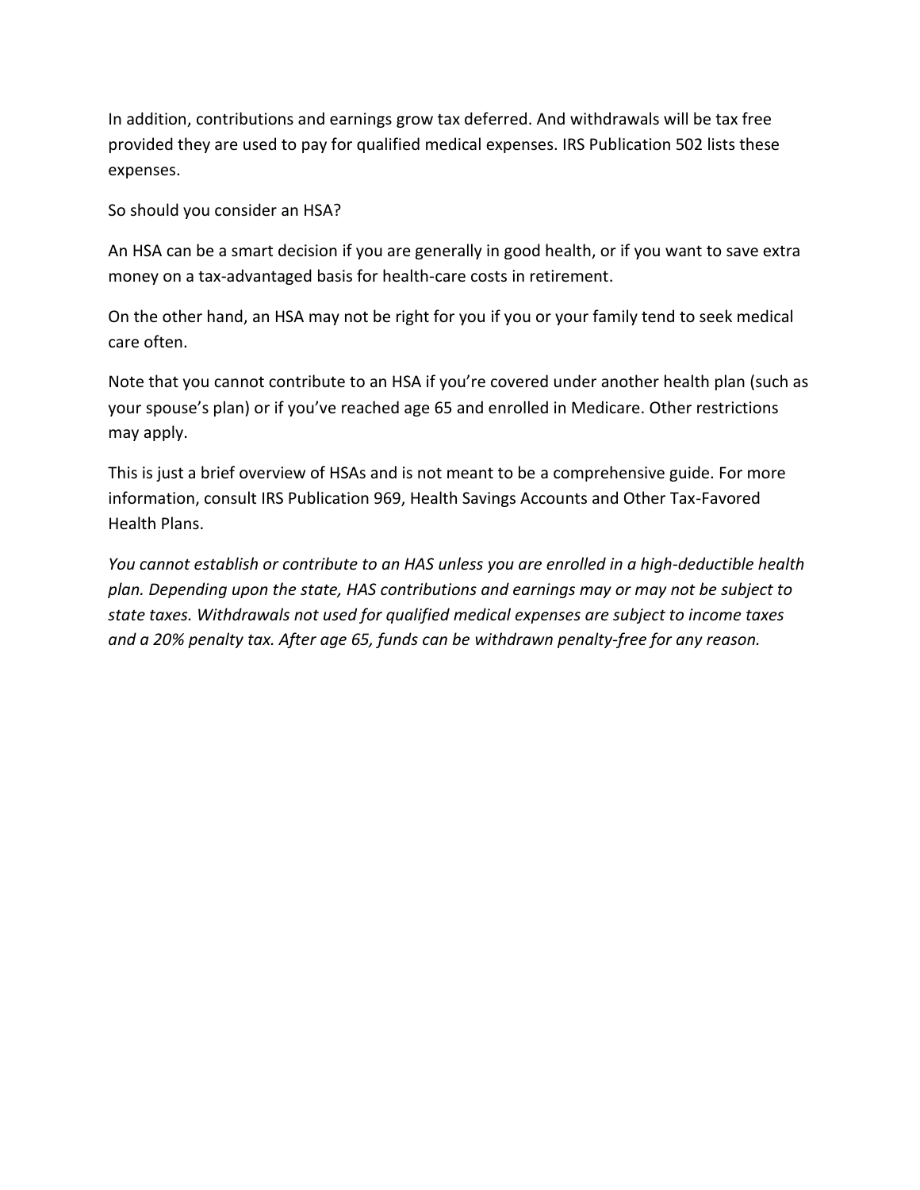In addition, contributions and earnings grow tax deferred. And withdrawals will be tax free provided they are used to pay for qualified medical expenses. IRS Publication 502 lists these expenses.

So should you consider an HSA?

An HSA can be a smart decision if you are generally in good health, or if you want to save extra money on a tax-advantaged basis for health-care costs in retirement.

On the other hand, an HSA may not be right for you if you or your family tend to seek medical care often.

Note that you cannot contribute to an HSA if you're covered under another health plan (such as your spouse's plan) or if you've reached age 65 and enrolled in Medicare. Other restrictions may apply.

This is just a brief overview of HSAs and is not meant to be a comprehensive guide. For more information, consult IRS Publication 969, Health Savings Accounts and Other Tax-Favored Health Plans.

*You cannot establish or contribute to an HAS unless you are enrolled in a high-deductible health plan. Depending upon the state, HAS contributions and earnings may or may not be subject to state taxes. Withdrawals not used for qualified medical expenses are subject to income taxes and a 20% penalty tax. After age 65, funds can be withdrawn penalty-free for any reason.*